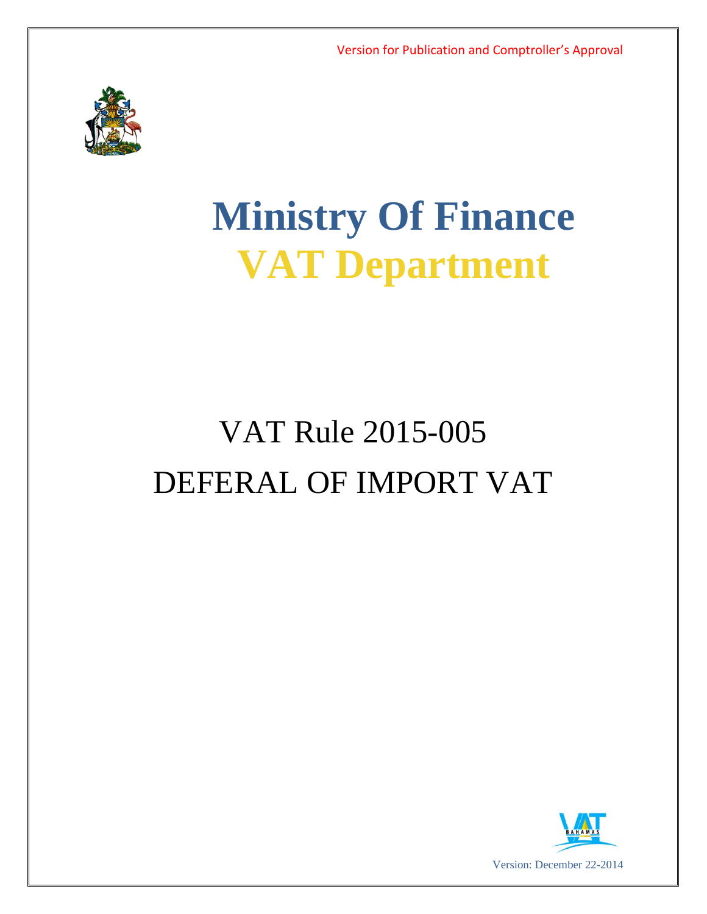Version for Publication and Comptroller's Approval

# Ministry Of Finance

# VAT Department

## VAT Rule 2015-005

## DEFERAL OF IMPORT VAT

Version: December 22-2014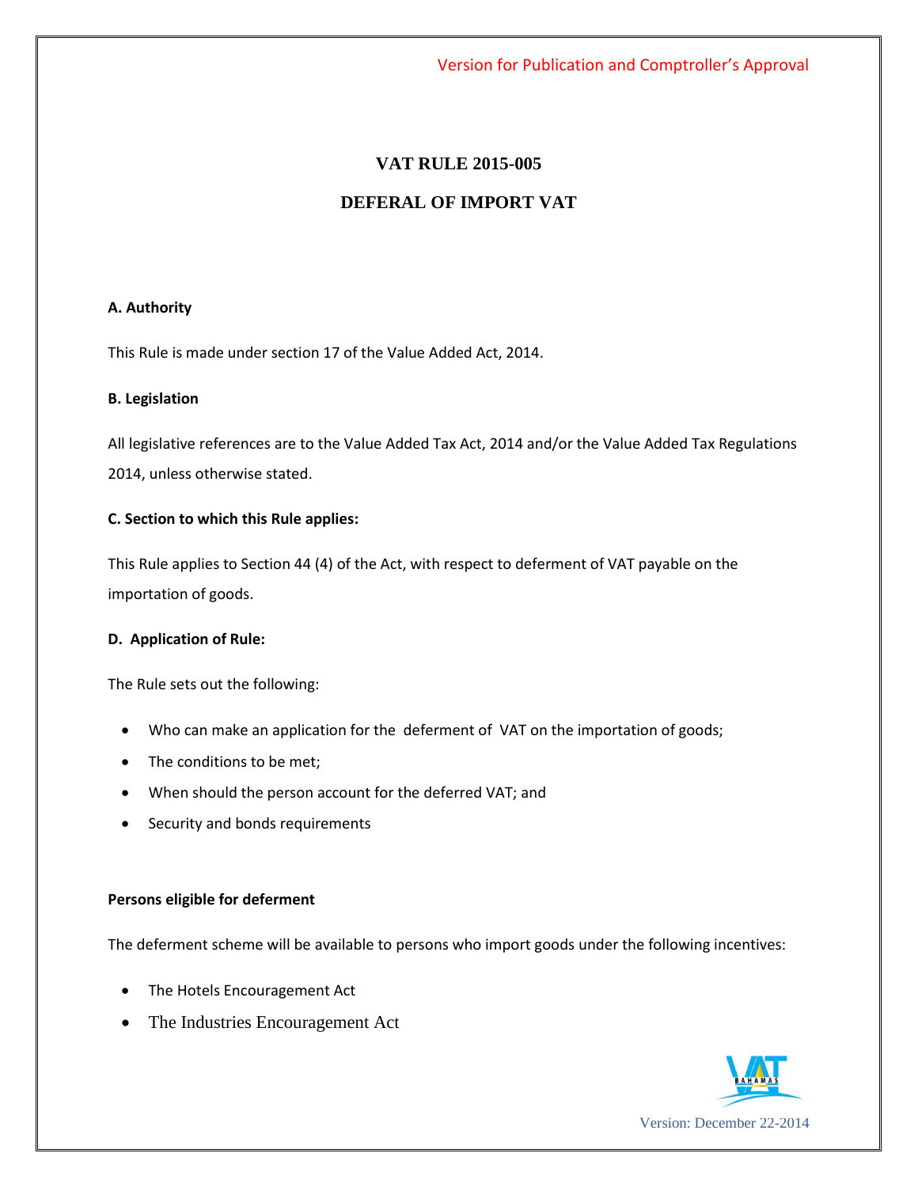# VAT RULE 2015-005

## DEFERAL OF IMPORT VAT

**A. Authority**

This Rule is made under section 17 of the Value Added Act, 2014.

**B. Legislation**

All legislative references are to the Value Added Tax Act, 2014 and/or the Value Added Tax Regulations 2014, unless otherwise stated.

**C. Section to which this Rule applies:**

This Rule applies to Section 44 (4) of the Act, with respect to deferment of VAT payable on the importation of goods.

**D. Application of Rule:**

The Rule sets out the following:

- Who can make an application for the deferment of VAT on the importation of goods;
- The conditions to be met;
- When should the person account for the deferred VAT; and
- Security and bonds requirements

**Persons eligible for deferment**

The deferment scheme will be available to persons who import goods under the following incentives:

- The Hotels Encouragement Act
- The Industries Encouragement Act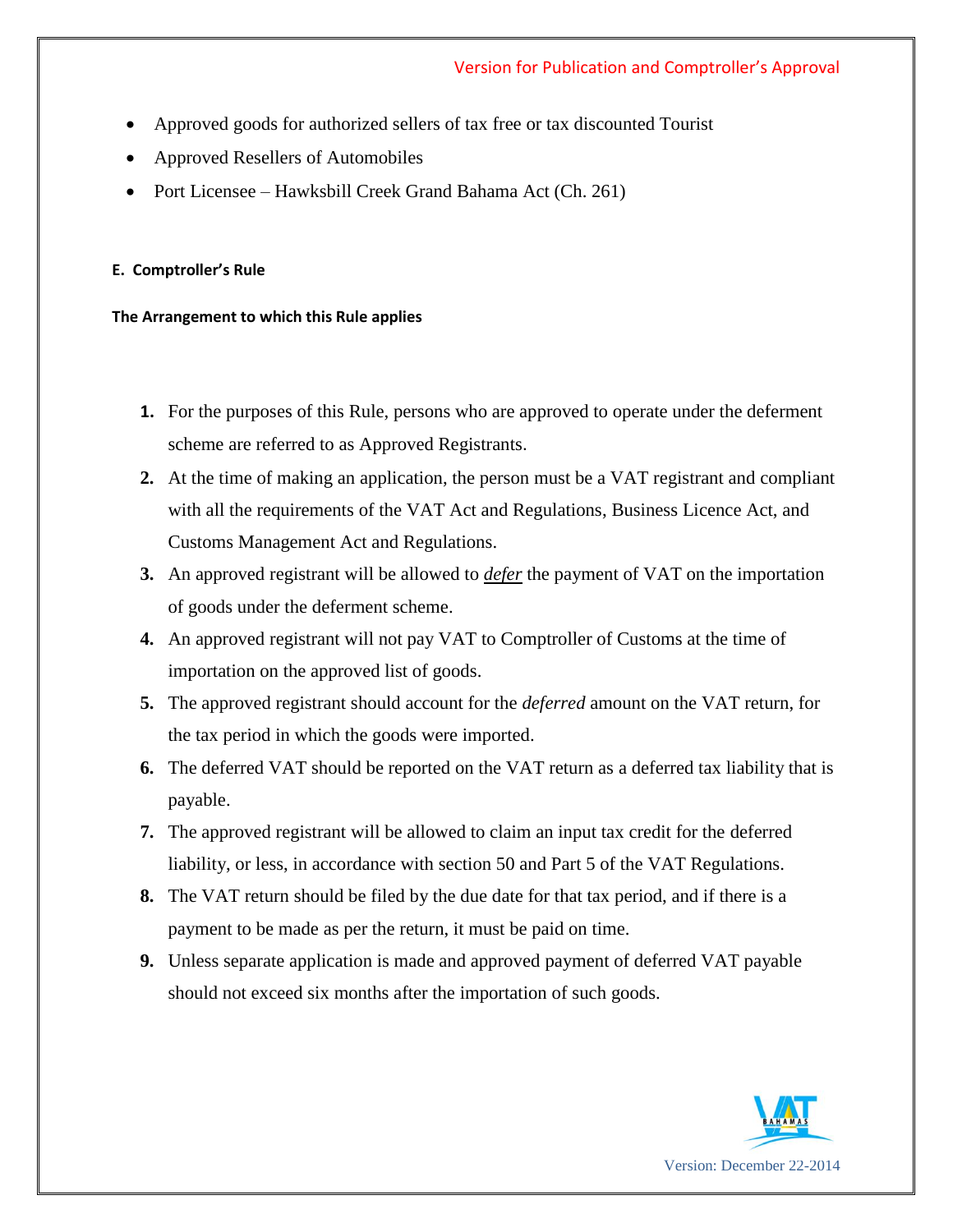- Approved goods for authorized sellers of tax free or tax discounted Tourist
- Approved Resellers of Automobiles
- Port Licensee – Hawksbill Creek Grand Bahama Act (Ch. 261)

### E. Comptroller's Rule

**The Arrangement to which this Rule applies**

1. For the purposes of this Rule, persons who are approved to operate under the deferment scheme are referred to as Approved Registrants.
2. At the time of making an application, the person must be a VAT registrant and compliant with all the requirements of the VAT Act and Regulations, Business Licence Act, and Customs Management Act and Regulations.
3. An approved registrant will be allowed to ***defer*** the payment of VAT on the importation of goods under the deferment scheme.
4. An approved registrant will not pay VAT to Comptroller of Customs at the time of importation on the approved list of goods.
5. The approved registrant should account for the *deferred* amount on the VAT return, for the tax period in which the goods were imported.
6. The deferred VAT should be reported on the VAT return as a deferred tax liability that is payable.
7. The approved registrant will be allowed to claim an input tax credit for the deferred liability, or less, in accordance with section 50 and Part 5 of the VAT Regulations.
8. The VAT return should be filed by the due date for that tax period, and if there is a payment to be made as per the return, it must be paid on time.
9. Unless separate application is made and approved payment of deferred VAT payable should not exceed six months after the importation of such goods.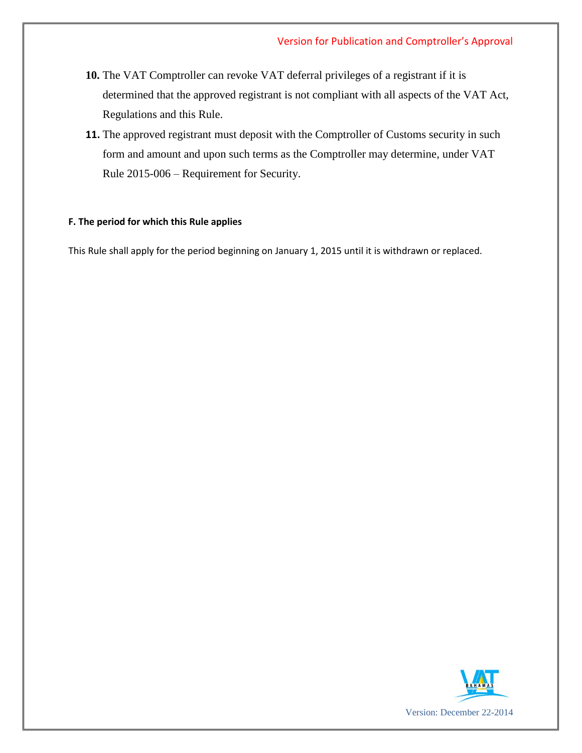10. The VAT Comptroller can revoke VAT deferral privileges of a registrant if it is determined that the approved registrant is not compliant with all aspects of the VAT Act, Regulations and this Rule.
11. The approved registrant must deposit with the Comptroller of Customs security in such form and amount and upon such terms as the Comptroller may determine, under VAT Rule 2015-006 – Requirement for Security.

#### F. The period for which this Rule applies

This Rule shall apply for the period beginning on January 1, 2015 until it is withdrawn or replaced.